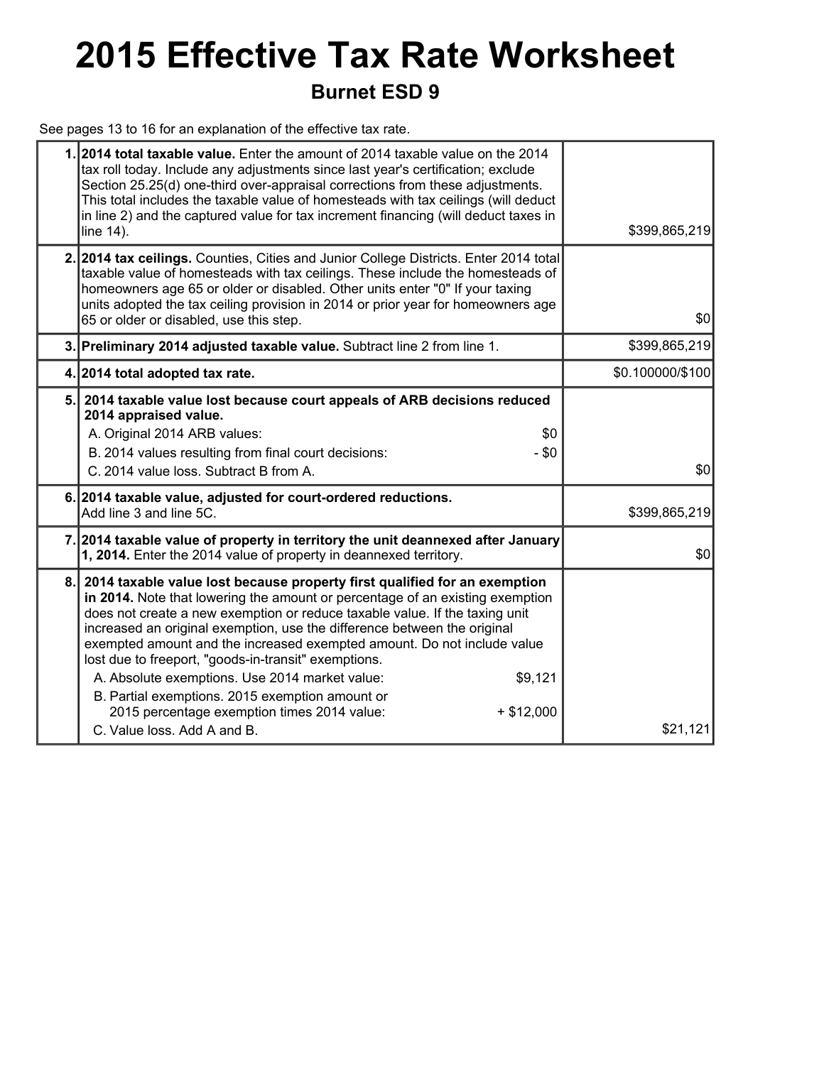# 2015 Effective Tax Rate Worksheet

## Burnet ESD 9

See pages 13 to 16 for an explanation of the effective tax rate.

| | | |
|---|---|---|
| 1. | **2014 total taxable value.** Enter the amount of 2014 taxable value on the 2014 tax roll today. Include any adjustments since last year's certification; exclude Section 25.25(d) one-third over-appraisal corrections from these adjustments. This total includes the taxable value of homesteads with tax ceilings (will deduct in line 2) and the captured value for tax increment financing (will deduct taxes in line 14). | $399,865,219 |
| 2. | **2014 tax ceilings.** Counties, Cities and Junior College Districts. Enter 2014 total taxable value of homesteads with tax ceilings. These include the homesteads of homeowners age 65 or older or disabled. Other units enter "0" If your taxing units adopted the tax ceiling provision in 2014 or prior year for homeowners age 65 or older or disabled, use this step. | $0 |
| 3. | **Preliminary 2014 adjusted taxable value.** Subtract line 2 from line 1. | $399,865,219 |
| 4. | **2014 total adopted tax rate.** | $0.100000/$100 |
| 5. | **2014 taxable value lost because court appeals of ARB decisions reduced 2014 appraised value.**<br>A. Original 2014 ARB values: $0<br>B. 2014 values resulting from final court decisions: - $0<br>C. 2014 value loss. Subtract B from A. | $0 |
| 6. | **2014 taxable value, adjusted for court-ordered reductions.** Add line 3 and line 5C. | $399,865,219 |
| 7. | **2014 taxable value of property in territory the unit deannexed after January 1, 2014.** Enter the 2014 value of property in deannexed territory. | $0 |
| 8. | **2014 taxable value lost because property first qualified for an exemption in 2014.** Note that lowering the amount or percentage of an existing exemption does not create a new exemption or reduce taxable value. If the taxing unit increased an original exemption, use the difference between the original exempted amount and the increased exempted amount. Do not include value lost due to freeport, "goods-in-transit" exemptions.<br>A. Absolute exemptions. Use 2014 market value: $9,121<br>B. Partial exemptions. 2015 exemption amount or 2015 percentage exemption times 2014 value: + $12,000<br>C. Value loss. Add A and B. | $21,121 |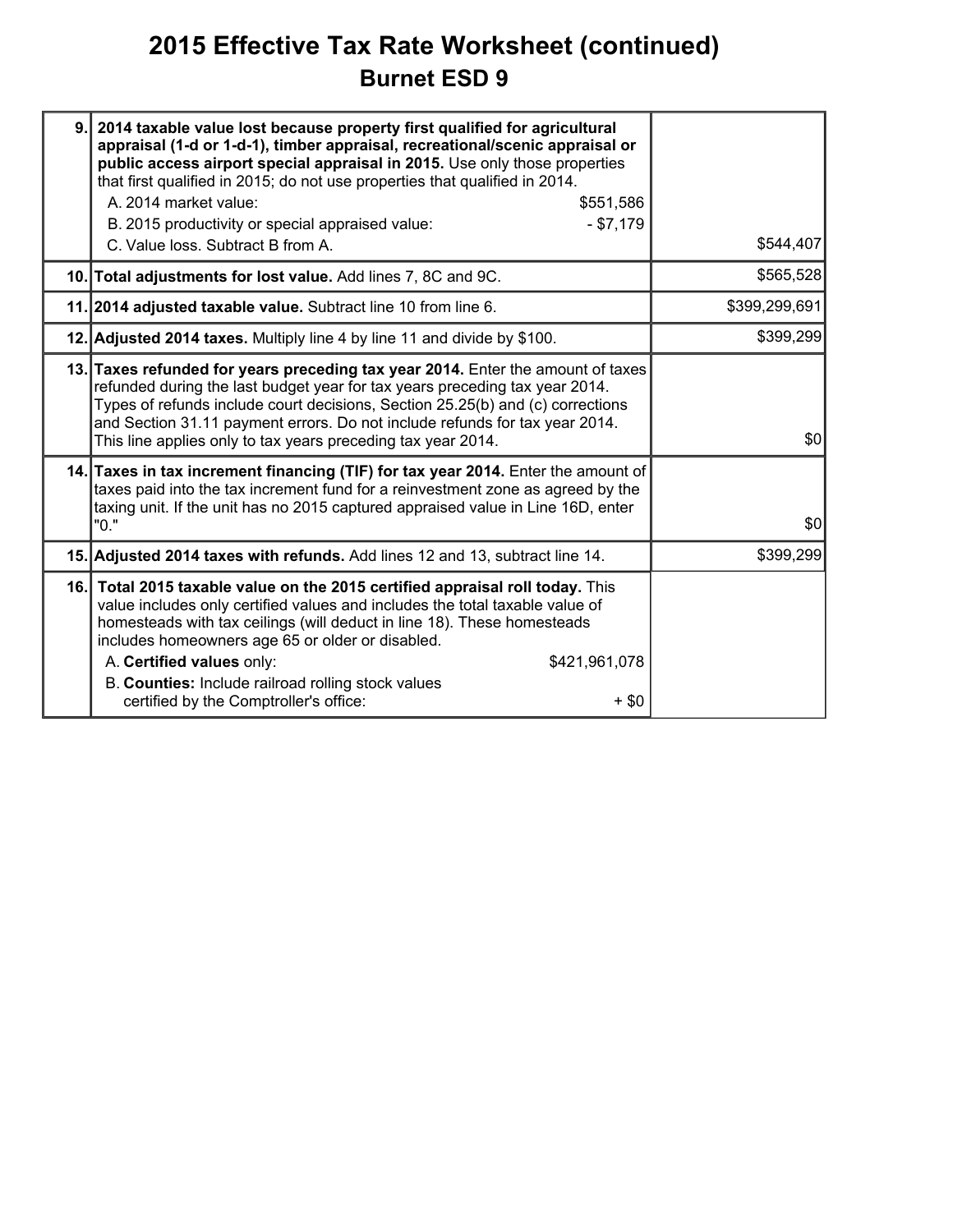# 2015 Effective Tax Rate Worksheet (continued)

## Burnet ESD 9

| Line | Description | Amount |
|---|---|---|
| 9. | **2014 taxable value lost because property first qualified for agricultural appraisal (1-d or 1-d-1), timber appraisal, recreational/scenic appraisal or public access airport special appraisal in 2015.** Use only those properties that first qualified in 2015; do not use properties that qualified in 2014.<br>A. 2014 market value: $551,586<br>B. 2015 productivity or special appraised value: - $7,179<br>C. Value loss. Subtract B from A. | $544,407 |
| 10. | **Total adjustments for lost value.** Add lines 7, 8C and 9C. | $565,528 |
| 11. | **2014 adjusted taxable value.** Subtract line 10 from line 6. | $399,299,691 |
| 12. | **Adjusted 2014 taxes.** Multiply line 4 by line 11 and divide by $100. | $399,299 |
| 13. | **Taxes refunded for years preceding tax year 2014.** Enter the amount of taxes refunded during the last budget year for tax years preceding tax year 2014. Types of refunds include court decisions, Section 25.25(b) and (c) corrections and Section 31.11 payment errors. Do not include refunds for tax year 2014. This line applies only to tax years preceding tax year 2014. | $0 |
| 14. | **Taxes in tax increment financing (TIF) for tax year 2014.** Enter the amount of taxes paid into the tax increment fund for a reinvestment zone as agreed by the taxing unit. If the unit has no 2015 captured appraised value in Line 16D, enter "0." | $0 |
| 15. | **Adjusted 2014 taxes with refunds.** Add lines 12 and 13, subtract line 14. | $399,299 |
| 16. | **Total 2015 taxable value on the 2015 certified appraisal roll today.** This value includes only certified values and includes the total taxable value of homesteads with tax ceilings (will deduct in line 18). These homesteads includes homeowners age 65 or older or disabled.<br>A. **Certified values** only: $421,961,078<br>B. **Counties:** Include railroad rolling stock values certified by the Comptroller's office: + $0 | |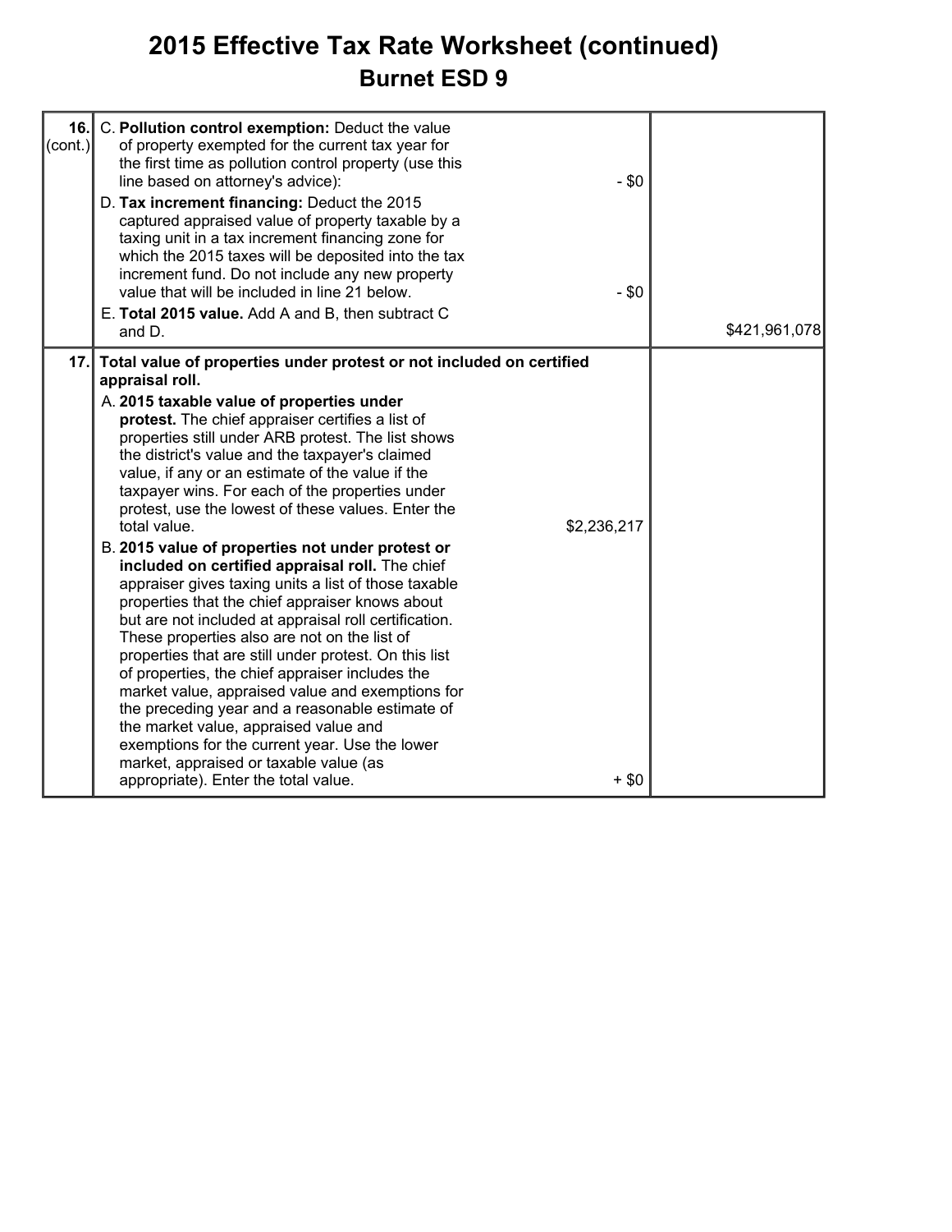# 2015 Effective Tax Rate Worksheet (continued)

## Burnet ESD 9

| | | | |
|---|---|---|---|
| 16. (cont.) | C. **Pollution control exemption:** Deduct the value of property exempted for the current tax year for the first time as pollution control property (use this line based on attorney's advice): | - $0 | |
| | D. **Tax increment financing:** Deduct the 2015 captured appraised value of property taxable by a taxing unit in a tax increment financing zone for which the 2015 taxes will be deposited into the tax increment fund. Do not include any new property value that will be included in line 21 below. | - $0 | |
| | E. **Total 2015 value.** Add A and B, then subtract C and D. | | $421,961,078 |
| 17. | **Total value of properties under protest or not included on certified appraisal roll.** | | |
| | A. **2015 taxable value of properties under protest.** The chief appraiser certifies a list of properties still under ARB protest. The list shows the district's value and the taxpayer's claimed value, if any or an estimate of the value if the taxpayer wins. For each of the properties under protest, use the lowest of these values. Enter the total value. | $2,236,217 | |
| | B. **2015 value of properties not under protest or included on certified appraisal roll.** The chief appraiser gives taxing units a list of those taxable properties that the chief appraiser knows about but are not included at appraisal roll certification. These properties also are not on the list of properties that are still under protest. On this list of properties, the chief appraiser includes the market value, appraised value and exemptions for the preceding year and a reasonable estimate of the market value, appraised value and exemptions for the current year. Use the lower market, appraised or taxable value (as appropriate). Enter the total value. | + $0 | |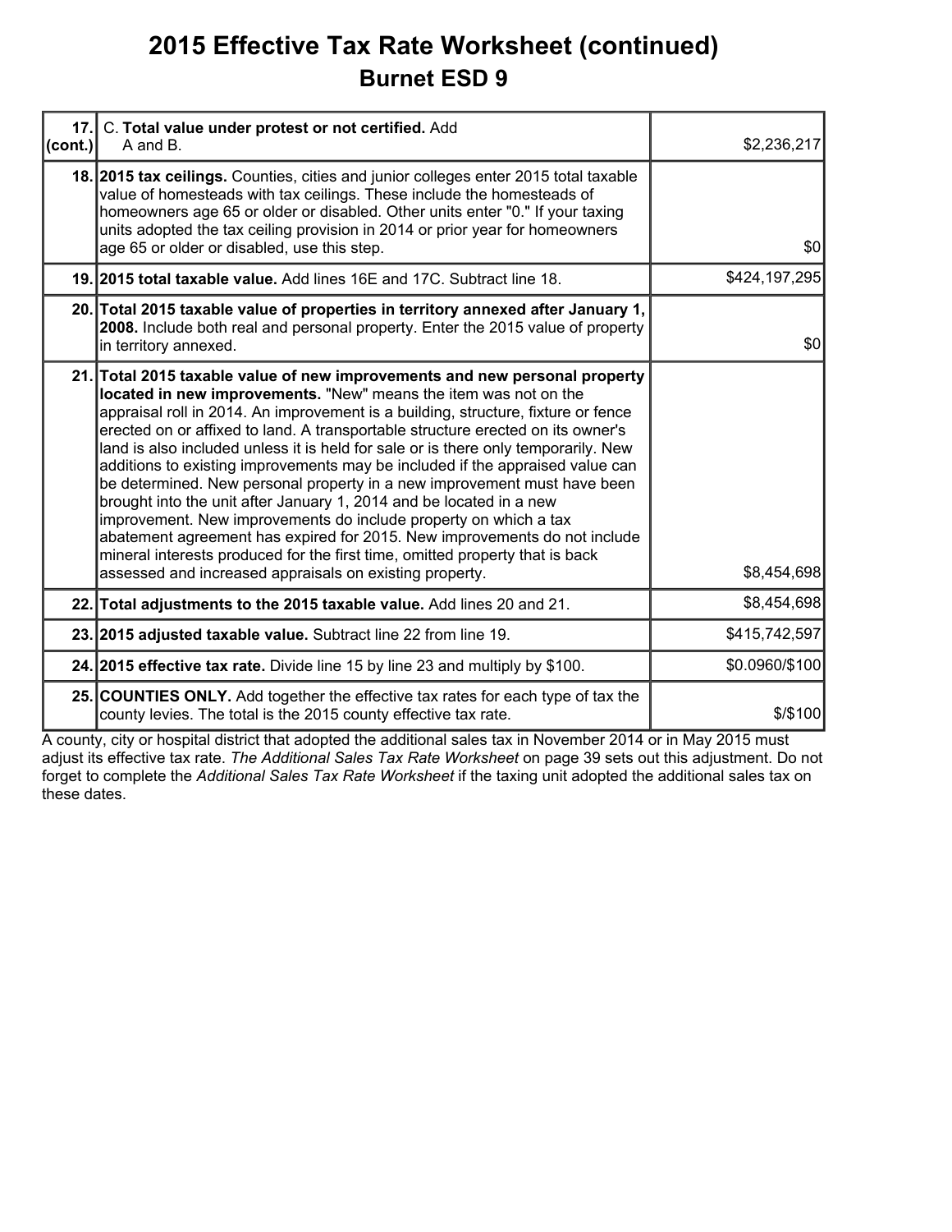# 2015 Effective Tax Rate Worksheet (continued)

## Burnet ESD 9

| | | |
|---|---|---|
| 17. (cont.) | C. **Total value under protest or not certified.** Add A and B. | $2,236,217 |
| 18. | **2015 tax ceilings.** Counties, cities and junior colleges enter 2015 total taxable value of homesteads with tax ceilings. These include the homesteads of homeowners age 65 or older or disabled. Other units enter "0." If your taxing units adopted the tax ceiling provision in 2014 or prior year for homeowners age 65 or older or disabled, use this step. | $0 |
| 19. | **2015 total taxable value.** Add lines 16E and 17C. Subtract line 18. | $424,197,295 |
| 20. | **Total 2015 taxable value of properties in territory annexed after January 1, 2008.** Include both real and personal property. Enter the 2015 value of property in territory annexed. | $0 |
| 21. | **Total 2015 taxable value of new improvements and new personal property located in new improvements.** "New" means the item was not on the appraisal roll in 2014. An improvement is a building, structure, fixture or fence erected on or affixed to land. A transportable structure erected on its owner's land is also included unless it is held for sale or is there only temporarily. New additions to existing improvements may be included if the appraised value can be determined. New personal property in a new improvement must have been brought into the unit after January 1, 2014 and be located in a new improvement. New improvements do include property on which a tax abatement agreement has expired for 2015. New improvements do not include mineral interests produced for the first time, omitted property that is back assessed and increased appraisals on existing property. | $8,454,698 |
| 22. | **Total adjustments to the 2015 taxable value.** Add lines 20 and 21. | $8,454,698 |
| 23. | **2015 adjusted taxable value.** Subtract line 22 from line 19. | $415,742,597 |
| 24. | **2015 effective tax rate.** Divide line 15 by line 23 and multiply by $100. | $0.0960/$100 |
| 25. | **COUNTIES ONLY.** Add together the effective tax rates for each type of tax the county levies. The total is the 2015 county effective tax rate. | $/$100 |

A county, city or hospital district that adopted the additional sales tax in November 2014 or in May 2015 must adjust its effective tax rate. *The Additional Sales Tax Rate Worksheet* on page 39 sets out this adjustment. Do not forget to complete the *Additional Sales Tax Rate Worksheet* if the taxing unit adopted the additional sales tax on these dates.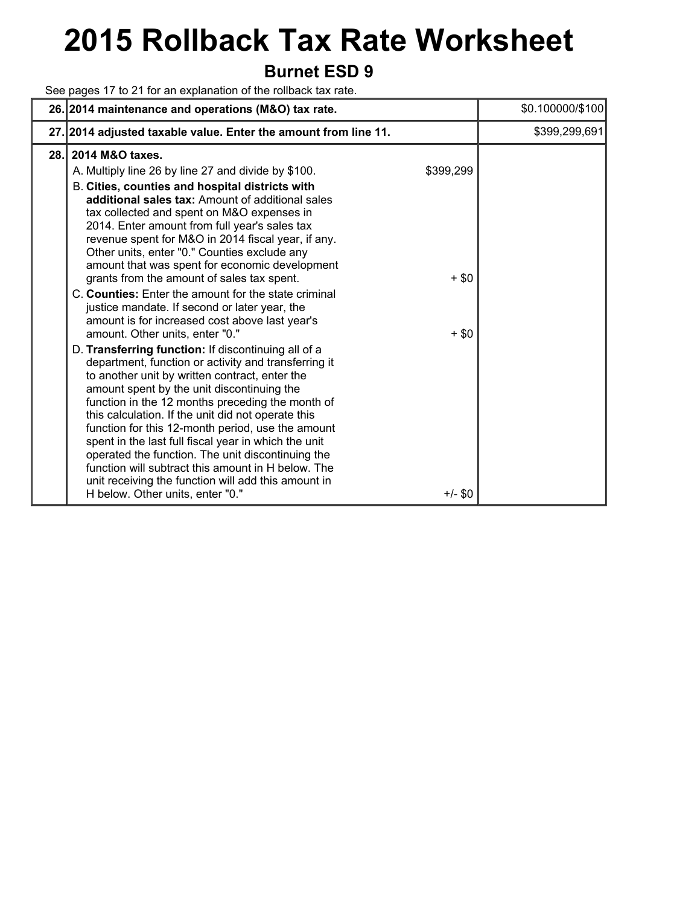# 2015 Rollback Tax Rate Worksheet

## Burnet ESD 9

See pages 17 to 21 for an explanation of the rollback tax rate.

| | | | |
|---|---|---|---|
| 26. | **2014 maintenance and operations (M&O) tax rate.** | | $0.100000/$100 |
| 27. | **2014 adjusted taxable value. Enter the amount from line 11.** | | $399,299,691 |
| 28. | **2014 M&O taxes.** | | |
| | A. Multiply line 26 by line 27 and divide by $100. | $399,299 | |
| | B. **Cities, counties and hospital districts with additional sales tax:** Amount of additional sales tax collected and spent on M&O expenses in 2014. Enter amount from full year's sales tax revenue spent for M&O in 2014 fiscal year, if any. Other units, enter "0." Counties exclude any amount that was spent for economic development grants from the amount of sales tax spent. | + $0 | |
| | C. **Counties:** Enter the amount for the state criminal justice mandate. If second or later year, the amount is for increased cost above last year's amount. Other units, enter "0." | + $0 | |
| | D. **Transferring function:** If discontinuing all of a department, function or activity and transferring it to another unit by written contract, enter the amount spent by the unit discontinuing the function in the 12 months preceding the month of this calculation. If the unit did not operate this function for this 12-month period, use the amount spent in the last full fiscal year in which the unit operated the function. The unit discontinuing the function will subtract this amount in H below. The unit receiving the function will add this amount in H below. Other units, enter "0." | +/- $0 | |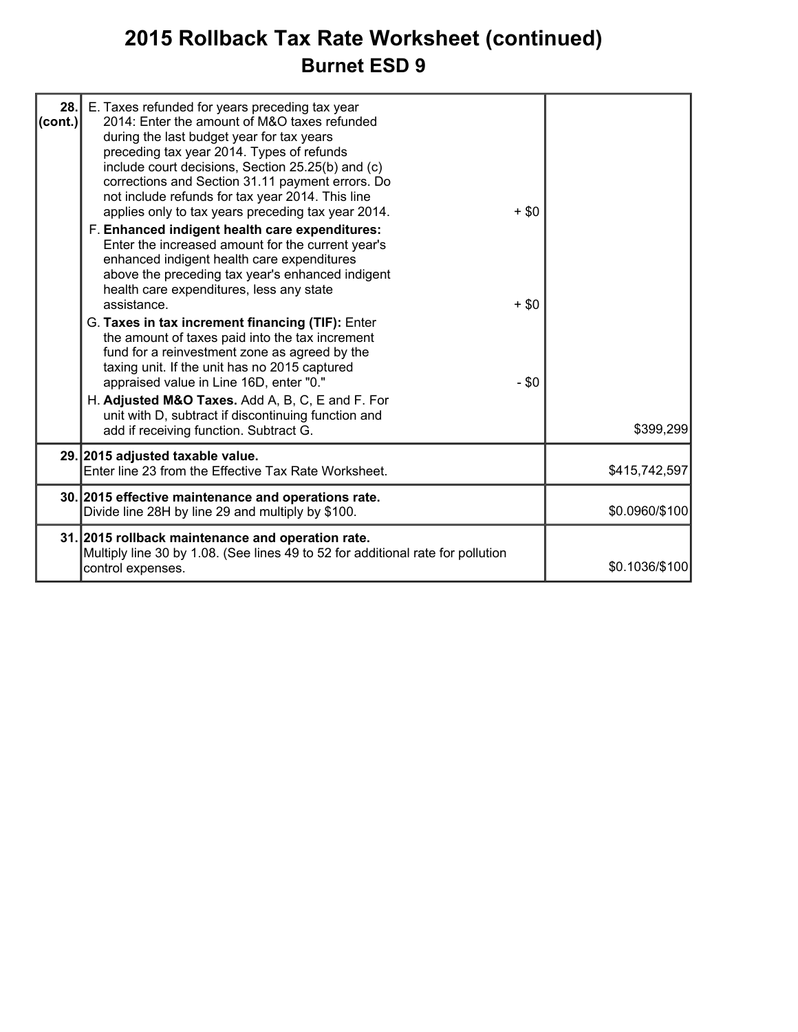# 2015 Rollback Tax Rate Worksheet (continued)

## Burnet ESD 9

| Line | Description | Amount |
|---|---|---|
| **28. (cont.)** | E. Taxes refunded for years preceding tax year 2014: Enter the amount of M&O taxes refunded during the last budget year for tax years preceding tax year 2014. Types of refunds include court decisions, Section 25.25(b) and (c) corrections and Section 31.11 payment errors. Do not include refunds for tax year 2014. This line applies only to tax years preceding tax year 2014. + $0<br>F. **Enhanced indigent health care expenditures:** Enter the increased amount for the current year's enhanced indigent health care expenditures above the preceding tax year's enhanced indigent health care expenditures, less any state assistance. + $0<br>G. **Taxes in tax increment financing (TIF):** Enter the amount of taxes paid into the tax increment fund for a reinvestment zone as agreed by the taxing unit. If the unit has no 2015 captured appraised value in Line 16D, enter "0." - $0<br>H. **Adjusted M&O Taxes.** Add A, B, C, E and F. For unit with D, subtract if discontinuing function and add if receiving function. Subtract G. | $399,299 |
| **29.** | **2015 adjusted taxable value.**<br>Enter line 23 from the Effective Tax Rate Worksheet. | $415,742,597 |
| **30.** | **2015 effective maintenance and operations rate.**<br>Divide line 28H by line 29 and multiply by $100. | $0.0960/$100 |
| **31.** | **2015 rollback maintenance and operation rate.**<br>Multiply line 30 by 1.08. (See lines 49 to 52 for additional rate for pollution control expenses. | $0.1036/$100 |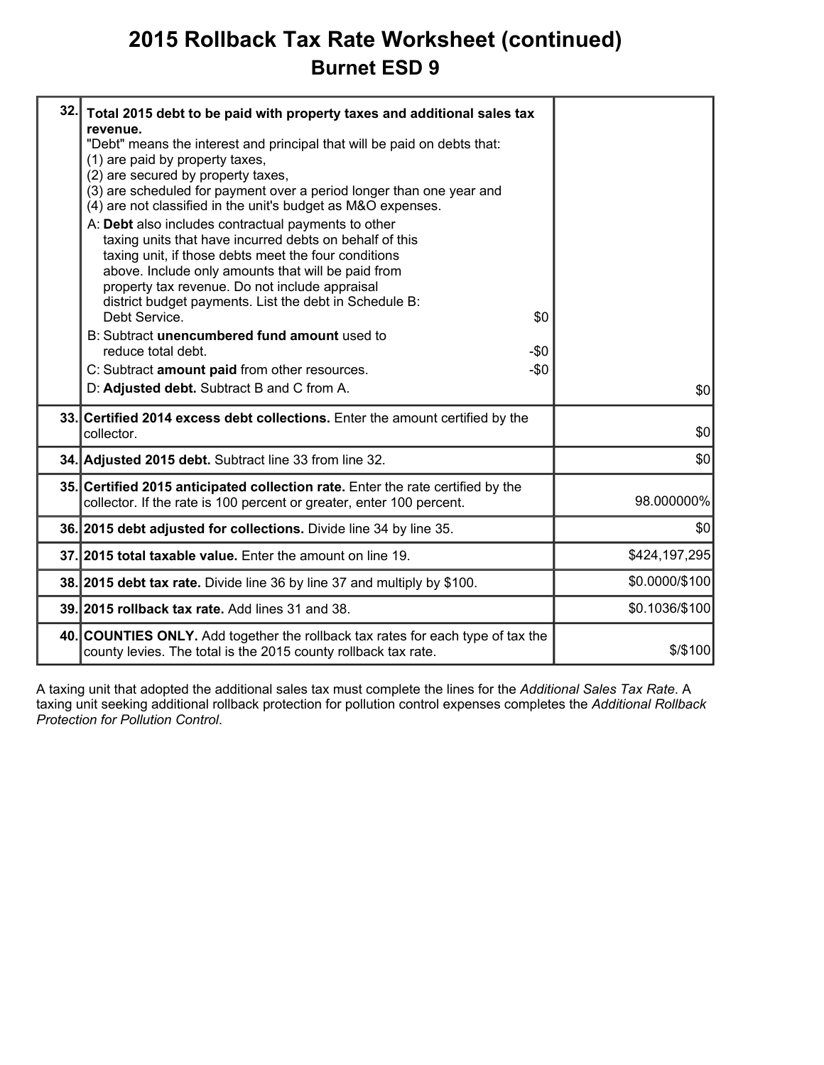# 2015 Rollback Tax Rate Worksheet (continued)

## Burnet ESD 9

| Line | Description | Amount |
|---|---|---|
| 32. | **Total 2015 debt to be paid with property taxes and additional sales tax revenue.**<br>"Debt" means the interest and principal that will be paid on debts that:<br>(1) are paid by property taxes,<br>(2) are secured by property taxes,<br>(3) are scheduled for payment over a period longer than one year and<br>(4) are not classified in the unit's budget as M&O expenses.<br>A: **Debt** also includes contractual payments to other taxing units that have incurred debts on behalf of this taxing unit, if those debts meet the four conditions above. Include only amounts that will be paid from property tax revenue. Do not include appraisal district budget payments. List the debt in Schedule B: Debt Service. $0<br>B: Subtract **unencumbered fund amount** used to reduce total debt. -$0<br>C: Subtract **amount paid** from other resources. -$0<br>D: **Adjusted debt.** Subtract B and C from A. | $0 |
| 33. | **Certified 2014 excess debt collections.** Enter the amount certified by the collector. | $0 |
| 34. | **Adjusted 2015 debt.** Subtract line 33 from line 32. | $0 |
| 35. | **Certified 2015 anticipated collection rate.** Enter the rate certified by the collector. If the rate is 100 percent or greater, enter 100 percent. | 98.000000% |
| 36. | **2015 debt adjusted for collections.** Divide line 34 by line 35. | $0 |
| 37. | **2015 total taxable value.** Enter the amount on line 19. | $424,197,295 |
| 38. | **2015 debt tax rate.** Divide line 36 by line 37 and multiply by $100. | $0.0000/$100 |
| 39. | **2015 rollback tax rate.** Add lines 31 and 38. | $0.1036/$100 |
| 40. | **COUNTIES ONLY.** Add together the rollback tax rates for each type of tax the county levies. The total is the 2015 county rollback tax rate. | $/$100 |

A taxing unit that adopted the additional sales tax must complete the lines for the *Additional Sales Tax Rate*. A taxing unit seeking additional rollback protection for pollution control expenses completes the *Additional Rollback Protection for Pollution Control*.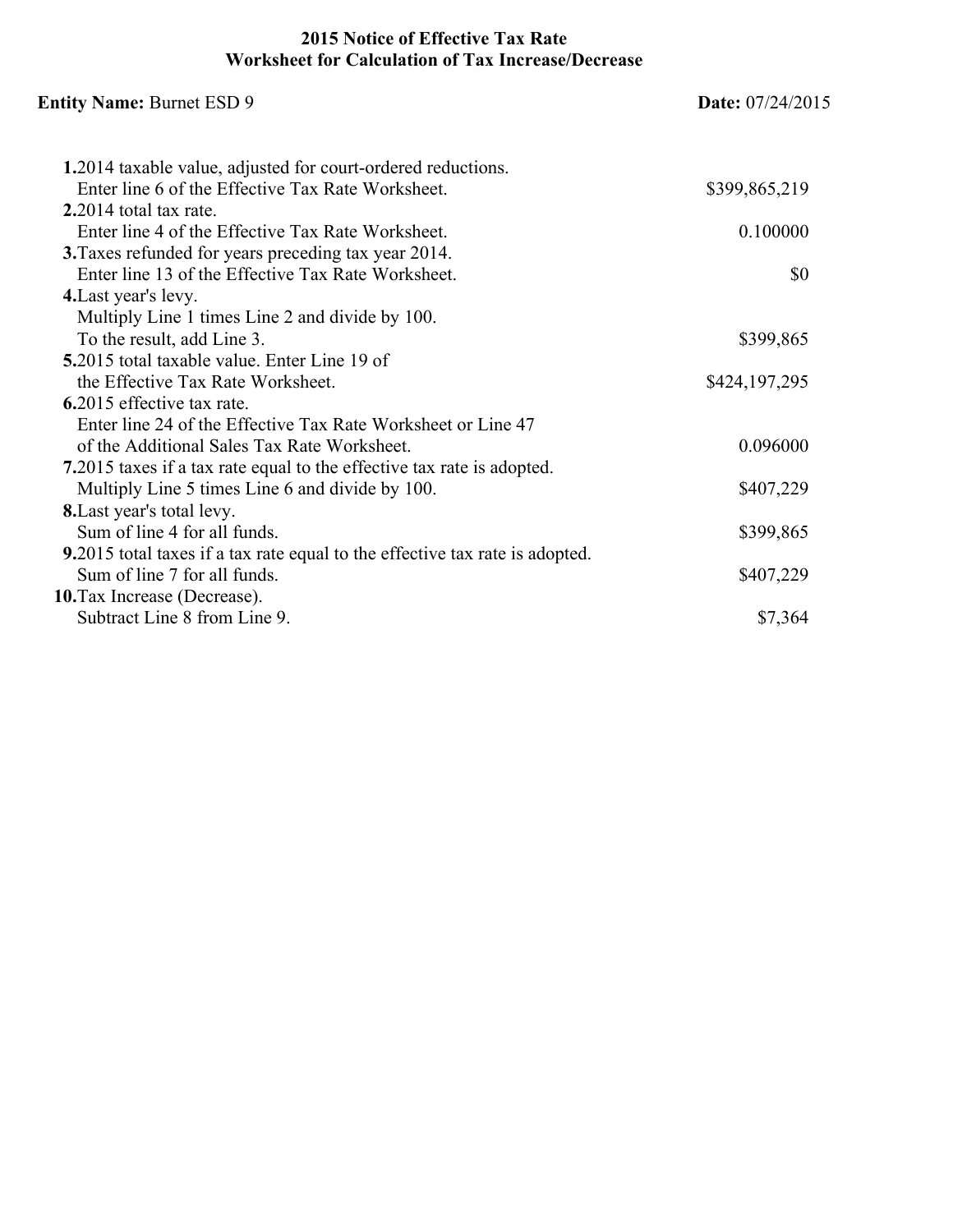# 2015 Notice of Effective Tax Rate
## Worksheet for Calculation of Tax Increase/Decrease

**Entity Name:** Burnet ESD 9 **Date:** 07/24/2015

| | |
|---|---|
| **1.** 2014 taxable value, adjusted for court-ordered reductions. Enter line 6 of the Effective Tax Rate Worksheet. | $399,865,219 |
| **2.** 2014 total tax rate. Enter line 4 of the Effective Tax Rate Worksheet. | 0.100000 |
| **3.** Taxes refunded for years preceding tax year 2014. Enter line 13 of the Effective Tax Rate Worksheet. | $0 |
| **4.** Last year's levy. Multiply Line 1 times Line 2 and divide by 100. To the result, add Line 3. | $399,865 |
| **5.** 2015 total taxable value. Enter Line 19 of the Effective Tax Rate Worksheet. | $424,197,295 |
| **6.** 2015 effective tax rate. Enter line 24 of the Effective Tax Rate Worksheet or Line 47 of the Additional Sales Tax Rate Worksheet. | 0.096000 |
| **7.** 2015 taxes if a tax rate equal to the effective tax rate is adopted. Multiply Line 5 times Line 6 and divide by 100. | $407,229 |
| **8.** Last year's total levy. Sum of line 4 for all funds. | $399,865 |
| **9.** 2015 total taxes if a tax rate equal to the effective tax rate is adopted. Sum of line 7 for all funds. | $407,229 |
| **10.** Tax Increase (Decrease). Subtract Line 8 from Line 9. | $7,364 |